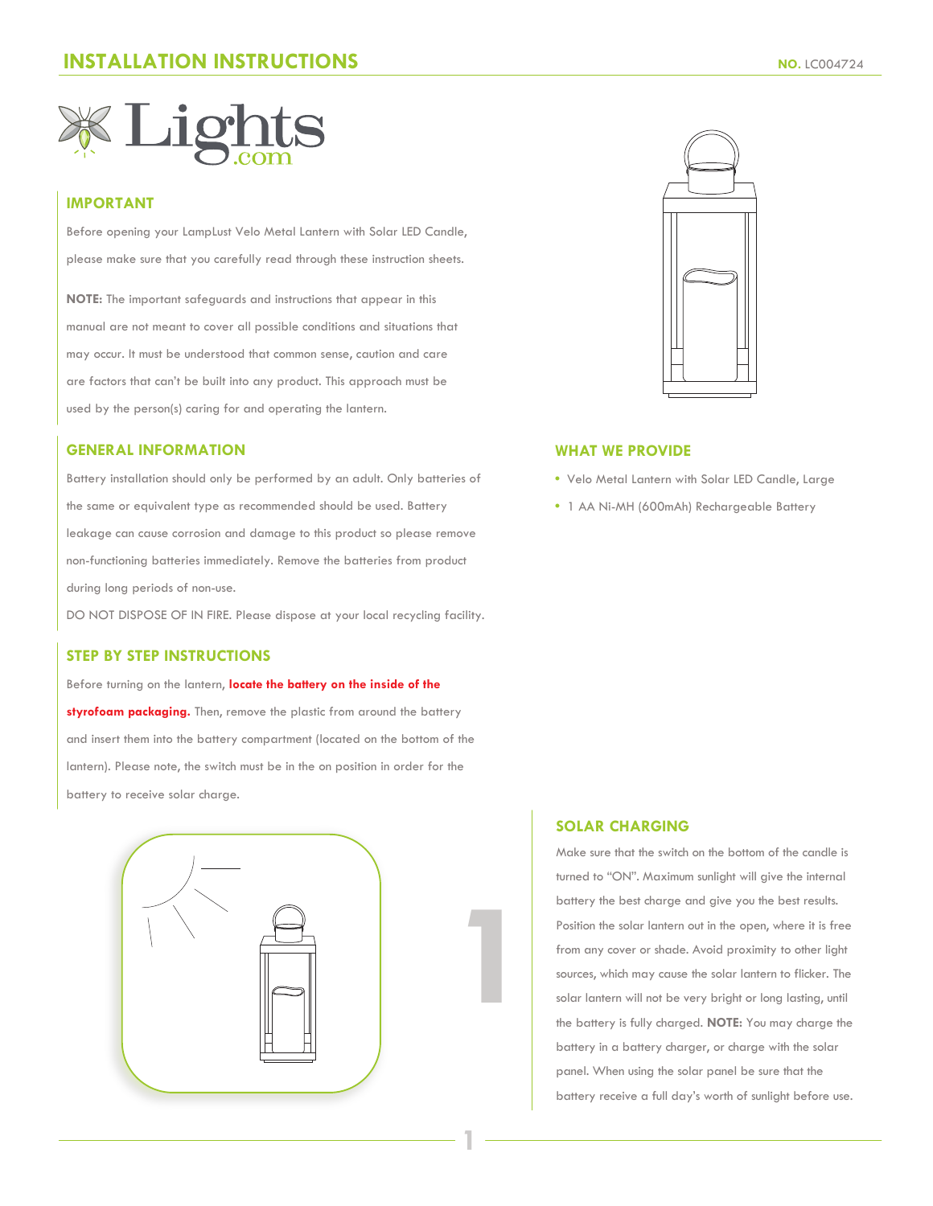# INSTALLATION INSTRUCTIONS

**NO.** LC004724

## IMPORTANT

Before opening your LampLust Velo Metal Lantern with Solar LED Candle, please make sure that you carefully read through these instruction sheets.

**NOTE:** The important safeguards and instructions that appear in this manual are not meant to cover all possible conditions and situations that may occur. It must be understood that common sense, caution and care are factors that can't be built into any product. This approach must be used by the person(s) caring for and operating the lantern.

## GENERAL INFORMATION

Battery installation should only be performed by an adult. Only batteries of the same or equivalent type as recommended should be used. Battery leakage can cause corrosion and damage to this product so please remove non-functioning batteries immediately. Remove the batteries from product during long periods of non-use.

DO NOT DISPOSE OF IN FIRE. Please dispose at your local recycling facility.

## STEP BY STEP INSTRUCTIONS

Before turning on the lantern, **locate the battery on the inside of the styrofoam packaging.** Then, remove the plastic from around the battery and insert them into the battery compartment (located on the bottom of the lantern). Please note, the switch must be in the on position in order for the battery to receive solar charge.

## WHAT WE PROVIDE

- Velo Metal Lantern with Solar LED Candle, Large
- 1 AA Ni-MH (600mAh) Rechargeable Battery

1

## SOLAR CHARGING

Make sure that the switch on the bottom of the candle is turned to "ON". Maximum sunlight will give the internal battery the best charge and give you the best results. Position the solar lantern out in the open, where it is free from any cover or shade. Avoid proximity to other light sources, which may cause the solar lantern to flicker. The solar lantern will not be very bright or long lasting, until the battery is fully charged. **NOTE:** You may charge the battery in a battery charger, or charge with the solar panel. When using the solar panel be sure that the battery receive a full day's worth of sunlight before use.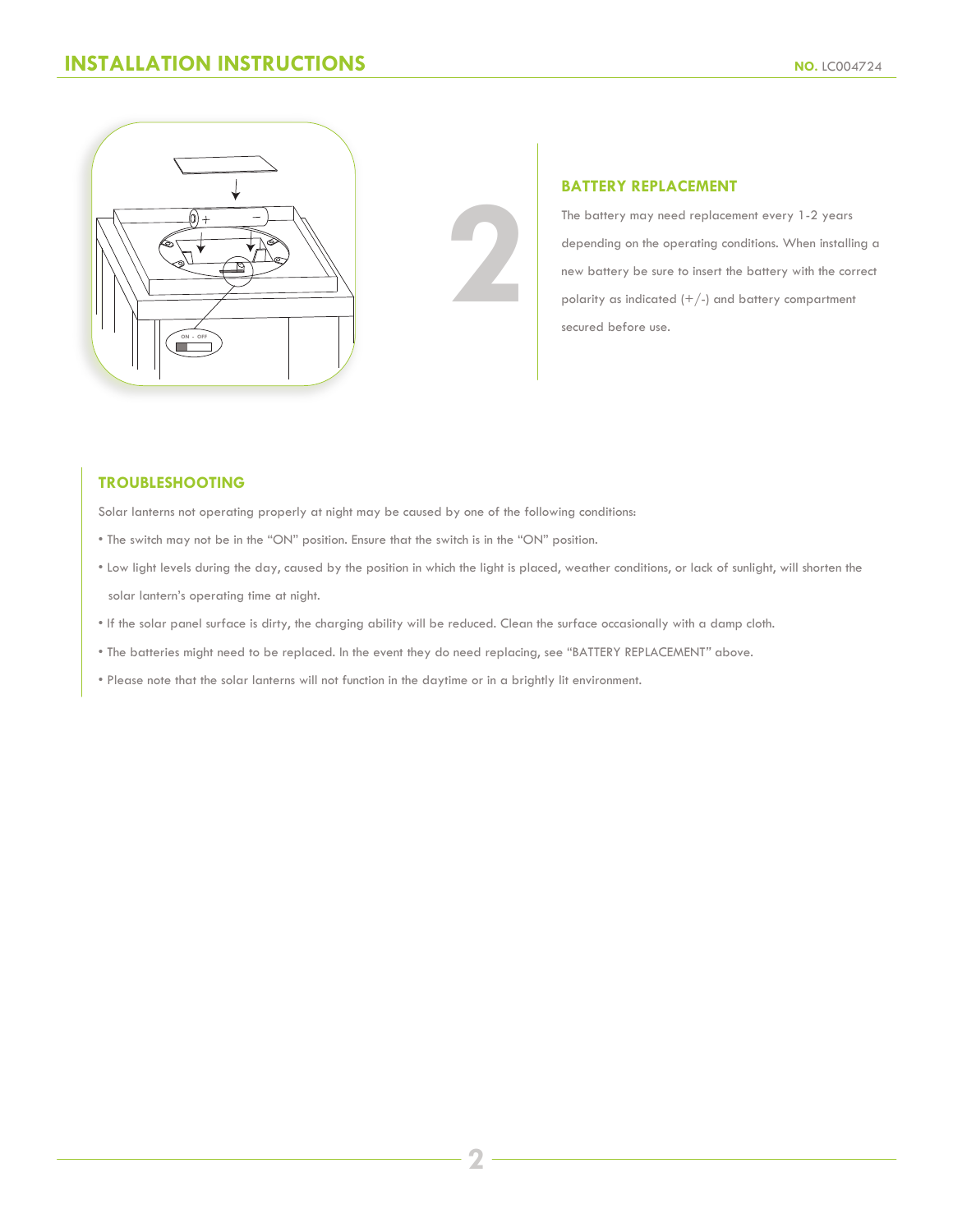# INSTALLATION INSTRUCTIONS

**NO.** LC004724

2

## BATTERY REPLACEMENT

The battery may need replacement every 1-2 years depending on the operating conditions. When installing a new battery be sure to insert the battery with the correct polarity as indicated (+/-) and battery compartment secured before use.

## TROUBLESHOOTING

Solar lanterns not operating properly at night may be caused by one of the following conditions:

- The switch may not be in the "ON" position. Ensure that the switch is in the "ON" position.
- Low light levels during the day, caused by the position in which the light is placed, weather conditions, or lack of sunlight, will shorten the solar lantern's operating time at night.
- If the solar panel surface is dirty, the charging ability will be reduced. Clean the surface occasionally with a damp cloth.
- The batteries might need to be replaced. In the event they do need replacing, see "BATTERY REPLACEMENT" above.
- Please note that the solar lanterns will not function in the daytime or in a brightly lit environment.